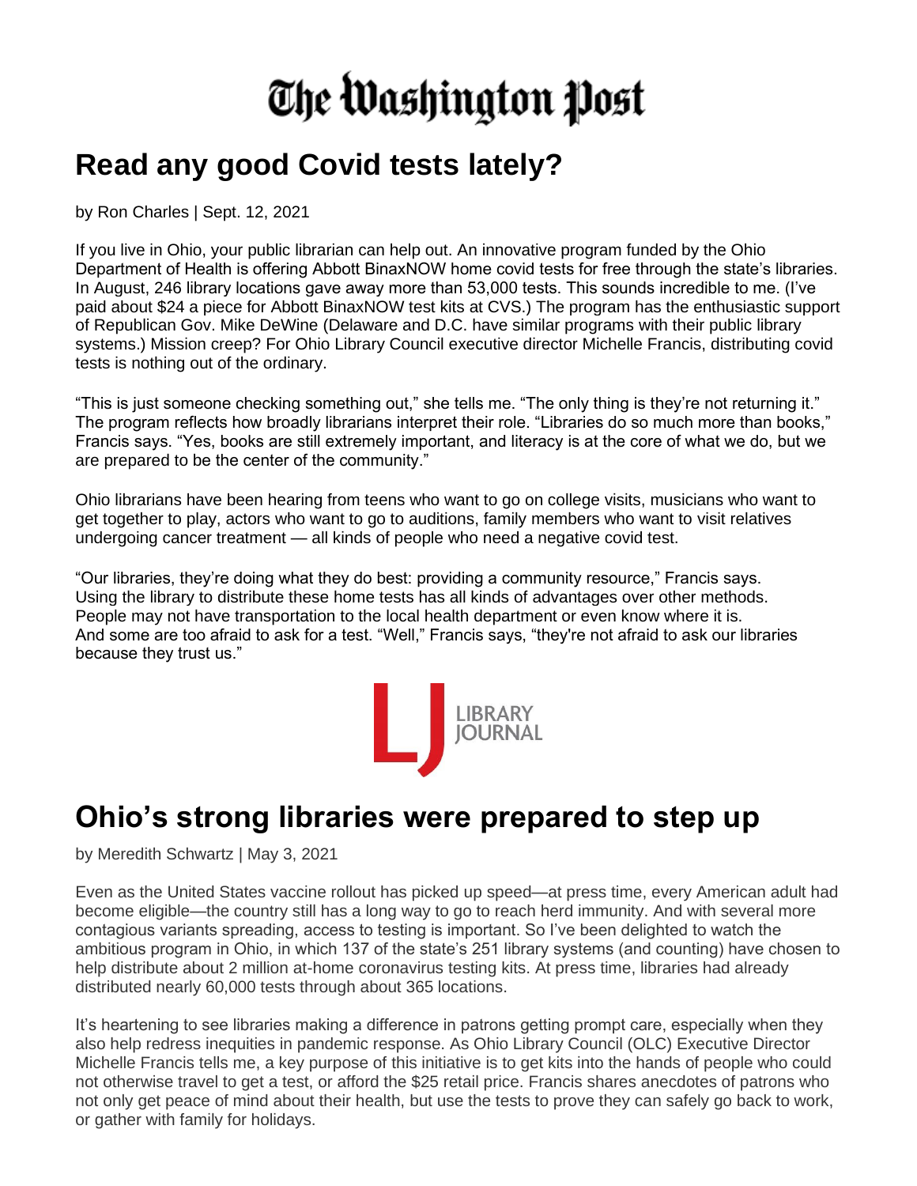# The Washington Post

## Read any good Covid tests lately?

by Ron Charles | Sept. 12, 2021

If you live in Ohio, your public librarian can help out. An innovative program funded by the Ohio Department of Health is offering Abbott BinaxNOW home covid tests for free through the state's libraries. In August, 246 library locations gave away more than 53,000 tests. This sounds incredible to me. (I've paid about $24 a piece for Abbott BinaxNOW test kits at CVS.) The program has the enthusiastic support of Republican Gov. Mike DeWine (Delaware and D.C. have similar programs with their public library systems.) Mission creep? For Ohio Library Council executive director Michelle Francis, distributing covid tests is nothing out of the ordinary.

"This is just someone checking something out," she tells me. "The only thing is they're not returning it." The program reflects how broadly librarians interpret their role. "Libraries do so much more than books," Francis says. "Yes, books are still extremely important, and literacy is at the core of what we do, but we are prepared to be the center of the community."

Ohio librarians have been hearing from teens who want to go on college visits, musicians who want to get together to play, actors who want to go to auditions, family members who want to visit relatives undergoing cancer treatment — all kinds of people who need a negative covid test.

"Our libraries, they're doing what they do best: providing a community resource," Francis says. Using the library to distribute these home tests has all kinds of advantages over other methods. People may not have transportation to the local health department or even know where it is. And some are too afraid to ask for a test. "Well," Francis says, "they're not afraid to ask our libraries because they trust us."

LJ LIBRARY JOURNAL

## Ohio's strong libraries were prepared to step up

by Meredith Schwartz | May 3, 2021

Even as the United States vaccine rollout has picked up speed—at press time, every American adult had become eligible—the country still has a long way to go to reach herd immunity. And with several more contagious variants spreading, access to testing is important. So I've been delighted to watch the ambitious program in Ohio, in which 137 of the state's 251 library systems (and counting) have chosen to help distribute about 2 million at-home coronavirus testing kits. At press time, libraries had already distributed nearly 60,000 tests through about 365 locations.

It's heartening to see libraries making a difference in patrons getting prompt care, especially when they also help redress inequities in pandemic response. As Ohio Library Council (OLC) Executive Director Michelle Francis tells me, a key purpose of this initiative is to get kits into the hands of people who could not otherwise travel to get a test, or afford the $25 retail price. Francis shares anecdotes of patrons who not only get peace of mind about their health, but use the tests to prove they can safely go back to work, or gather with family for holidays.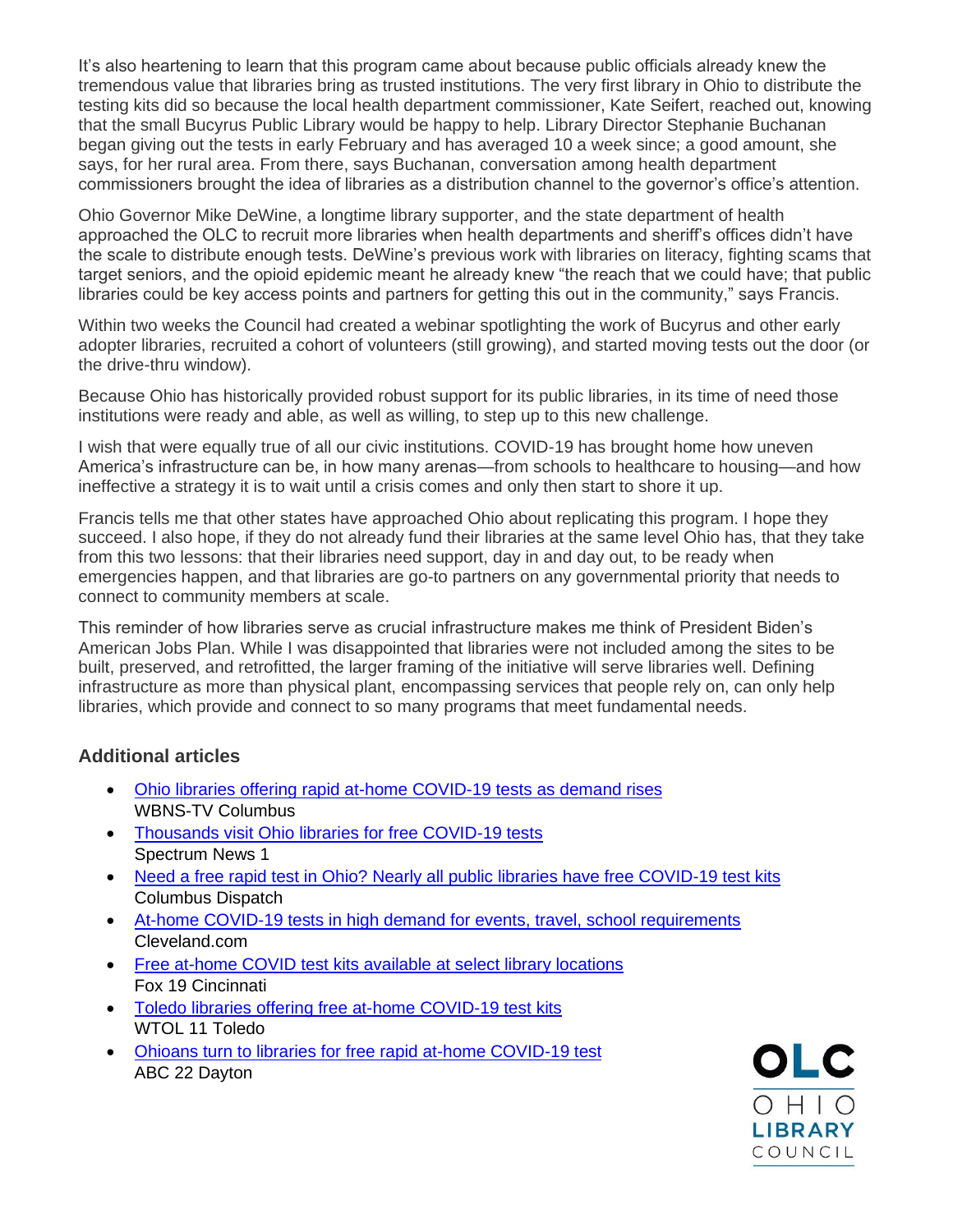It's also heartening to learn that this program came about because public officials already knew the tremendous value that libraries bring as trusted institutions. The very first library in Ohio to distribute the testing kits did so because the local health department commissioner, Kate Seifert, reached out, knowing that the small Bucyrus Public Library would be happy to help. Library Director Stephanie Buchanan began giving out the tests in early February and has averaged 10 a week since; a good amount, she says, for her rural area. From there, says Buchanan, conversation among health department commissioners brought the idea of libraries as a distribution channel to the governor's office's attention.

Ohio Governor Mike DeWine, a longtime library supporter, and the state department of health approached the OLC to recruit more libraries when health departments and sheriff's offices didn't have the scale to distribute enough tests. DeWine's previous work with libraries on literacy, fighting scams that target seniors, and the opioid epidemic meant he already knew "the reach that we could have; that public libraries could be key access points and partners for getting this out in the community," says Francis.

Within two weeks the Council had created a webinar spotlighting the work of Bucyrus and other early adopter libraries, recruited a cohort of volunteers (still growing), and started moving tests out the door (or the drive-thru window).

Because Ohio has historically provided robust support for its public libraries, in its time of need those institutions were ready and able, as well as willing, to step up to this new challenge.

I wish that were equally true of all our civic institutions. COVID-19 has brought home how uneven America's infrastructure can be, in how many arenas—from schools to healthcare to housing—and how ineffective a strategy it is to wait until a crisis comes and only then start to shore it up.

Francis tells me that other states have approached Ohio about replicating this program. I hope they succeed. I also hope, if they do not already fund their libraries at the same level Ohio has, that they take from this two lessons: that their libraries need support, day in and day out, to be ready when emergencies happen, and that libraries are go-to partners on any governmental priority that needs to connect to community members at scale.

This reminder of how libraries serve as crucial infrastructure makes me think of President Biden's American Jobs Plan. While I was disappointed that libraries were not included among the sites to be built, preserved, and retrofitted, the larger framing of the initiative will serve libraries well. Defining infrastructure as more than physical plant, encompassing services that people rely on, can only help libraries, which provide and connect to so many programs that meet fundamental needs.

### Additional articles

- Ohio libraries offering rapid at-home COVID-19 tests as demand rises
  WBNS-TV Columbus
- Thousands visit Ohio libraries for free COVID-19 tests
  Spectrum News 1
- Need a free rapid test in Ohio? Nearly all public libraries have free COVID-19 test kits
  Columbus Dispatch
- At-home COVID-19 tests in high demand for events, travel, school requirements
  Cleveland.com
- Free at-home COVID test kits available at select library locations
  Fox 19 Cincinnati
- Toledo libraries offering free at-home COVID-19 test kits
  WTOL 11 Toledo
- Ohioans turn to libraries for free rapid at-home COVID-19 test
  ABC 22 Dayton

OLC OHIO LIBRARY COUNCIL